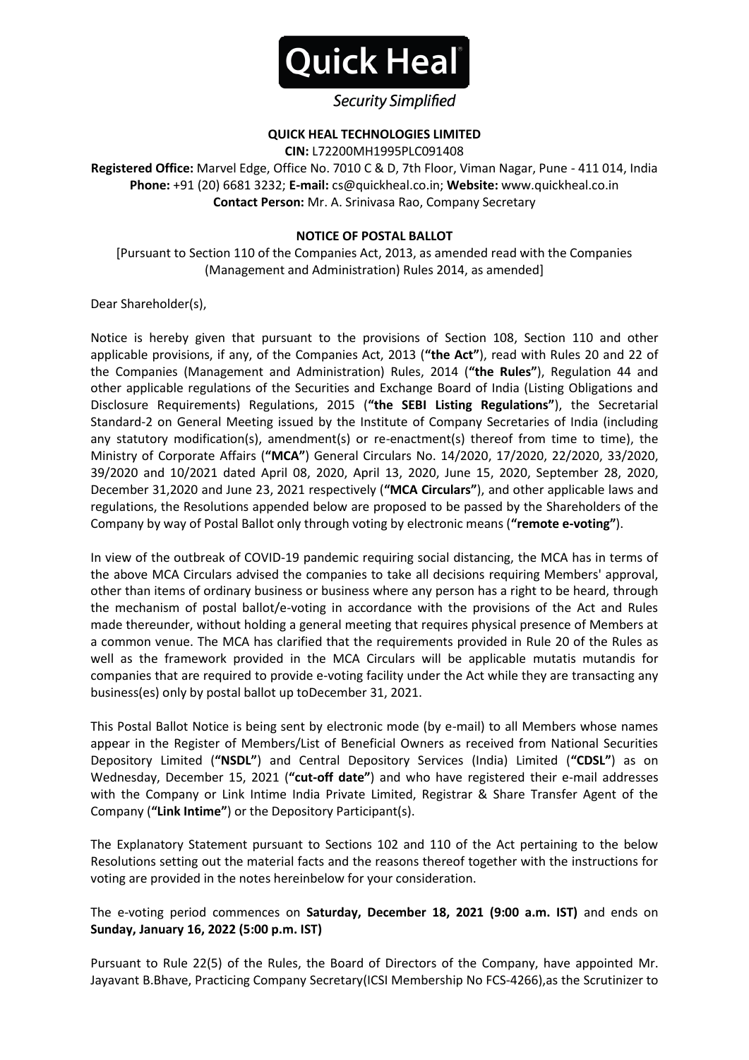**Quick Heal**

*Security Simplified*

**QUICK HEAL TECHNOLOGIES LIMITED**

**CIN:** L72200MH1995PLC091408

**Registered Office:** Marvel Edge, Office No. 7010 C & D, 7th Floor, Viman Nagar, Pune - 411 014, India
**Phone:** +91 (20) 6681 3232; **E-mail:** cs@quickheal.co.in; **Website:** www.quickheal.co.in
**Contact Person:** Mr. A. Srinivasa Rao, Company Secretary

## NOTICE OF POSTAL BALLOT

[Pursuant to Section 110 of the Companies Act, 2013, as amended read with the Companies (Management and Administration) Rules 2014, as amended]

Dear Shareholder(s),

Notice is hereby given that pursuant to the provisions of Section 108, Section 110 and other applicable provisions, if any, of the Companies Act, 2013 (**"the Act"**), read with Rules 20 and 22 of the Companies (Management and Administration) Rules, 2014 (**"the Rules"**), Regulation 44 and other applicable regulations of the Securities and Exchange Board of India (Listing Obligations and Disclosure Requirements) Regulations, 2015 (**"the SEBI Listing Regulations"**), the Secretarial Standard-2 on General Meeting issued by the Institute of Company Secretaries of India (including any statutory modification(s), amendment(s) or re-enactment(s) thereof from time to time), the Ministry of Corporate Affairs (**"MCA"**) General Circulars No. 14/2020, 17/2020, 22/2020, 33/2020, 39/2020 and 10/2021 dated April 08, 2020, April 13, 2020, June 15, 2020, September 28, 2020, December 31,2020 and June 23, 2021 respectively (**"MCA Circulars"**), and other applicable laws and regulations, the Resolutions appended below are proposed to be passed by the Shareholders of the Company by way of Postal Ballot only through voting by electronic means (**"remote e-voting"**).

In view of the outbreak of COVID-19 pandemic requiring social distancing, the MCA has in terms of the above MCA Circulars advised the companies to take all decisions requiring Members' approval, other than items of ordinary business or business where any person has a right to be heard, through the mechanism of postal ballot/e-voting in accordance with the provisions of the Act and Rules made thereunder, without holding a general meeting that requires physical presence of Members at a common venue. The MCA has clarified that the requirements provided in Rule 20 of the Rules as well as the framework provided in the MCA Circulars will be applicable mutatis mutandis for companies that are required to provide e-voting facility under the Act while they are transacting any business(es) only by postal ballot up toDecember 31, 2021.

This Postal Ballot Notice is being sent by electronic mode (by e-mail) to all Members whose names appear in the Register of Members/List of Beneficial Owners as received from National Securities Depository Limited (**"NSDL"**) and Central Depository Services (India) Limited (**"CDSL"**) as on Wednesday, December 15, 2021 (**"cut-off date"**) and who have registered their e-mail addresses with the Company or Link Intime India Private Limited, Registrar & Share Transfer Agent of the Company (**"Link Intime"**) or the Depository Participant(s).

The Explanatory Statement pursuant to Sections 102 and 110 of the Act pertaining to the below Resolutions setting out the material facts and the reasons thereof together with the instructions for voting are provided in the notes hereinbelow for your consideration.

The e-voting period commences on **Saturday, December 18, 2021 (9:00 a.m. IST)** and ends on **Sunday, January 16, 2022 (5:00 p.m. IST)**

Pursuant to Rule 22(5) of the Rules, the Board of Directors of the Company, have appointed Mr. Jayavant B.Bhave, Practicing Company Secretary(ICSI Membership No FCS-4266),as the Scrutinizer to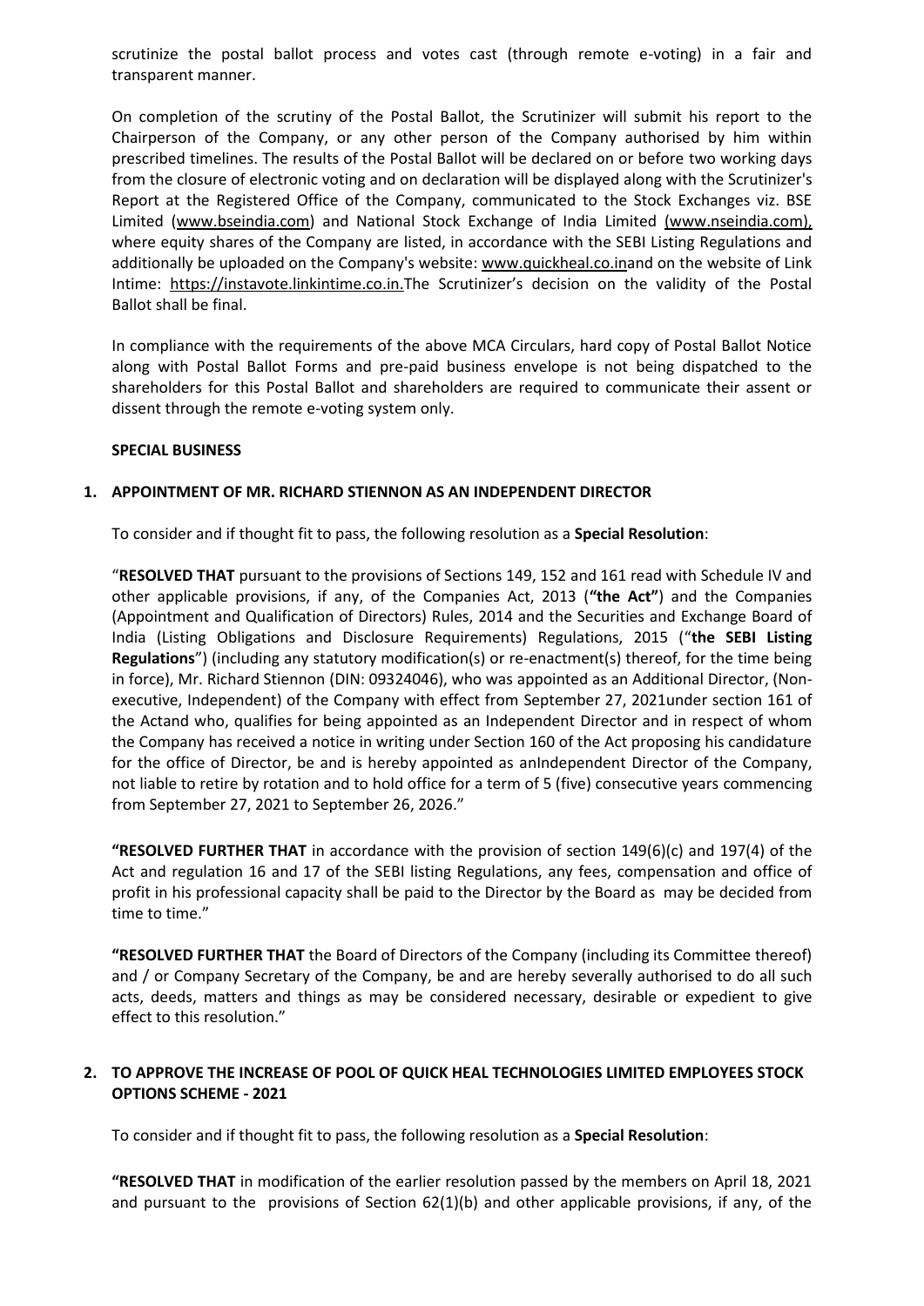scrutinize the postal ballot process and votes cast (through remote e-voting) in a fair and transparent manner.

On completion of the scrutiny of the Postal Ballot, the Scrutinizer will submit his report to the Chairperson of the Company, or any other person of the Company authorised by him within prescribed timelines. The results of the Postal Ballot will be declared on or before two working days from the closure of electronic voting and on declaration will be displayed along with the Scrutinizer's Report at the Registered Office of the Company, communicated to the Stock Exchanges viz. BSE Limited (www.bseindia.com) and National Stock Exchange of India Limited (www.nseindia.com), where equity shares of the Company are listed, in accordance with the SEBI Listing Regulations and additionally be uploaded on the Company's website: www.quickheal.co.inand on the website of Link Intime: https://instavote.linkintime.co.in.The Scrutinizer's decision on the validity of the Postal Ballot shall be final.

In compliance with the requirements of the above MCA Circulars, hard copy of Postal Ballot Notice along with Postal Ballot Forms and pre-paid business envelope is not being dispatched to the shareholders for this Postal Ballot and shareholders are required to communicate their assent or dissent through the remote e-voting system only.

**SPECIAL BUSINESS**

**1. APPOINTMENT OF MR. RICHARD STIENNON AS AN INDEPENDENT DIRECTOR**

To consider and if thought fit to pass, the following resolution as a **Special Resolution**:

"**RESOLVED THAT** pursuant to the provisions of Sections 149, 152 and 161 read with Schedule IV and other applicable provisions, if any, of the Companies Act, 2013 (**"the Act"**) and the Companies (Appointment and Qualification of Directors) Rules, 2014 and the Securities and Exchange Board of India (Listing Obligations and Disclosure Requirements) Regulations, 2015 ("**the SEBI Listing Regulations**") (including any statutory modification(s) or re-enactment(s) thereof, for the time being in force), Mr. Richard Stiennon (DIN: 09324046), who was appointed as an Additional Director, (Non-executive, Independent) of the Company with effect from September 27, 2021under section 161 of the Actand who, qualifies for being appointed as an Independent Director and in respect of whom the Company has received a notice in writing under Section 160 of the Act proposing his candidature for the office of Director, be and is hereby appointed as anIndependent Director of the Company, not liable to retire by rotation and to hold office for a term of 5 (five) consecutive years commencing from September 27, 2021 to September 26, 2026."

**"RESOLVED FURTHER THAT** in accordance with the provision of section 149(6)(c) and 197(4) of the Act and regulation 16 and 17 of the SEBI listing Regulations, any fees, compensation and office of profit in his professional capacity shall be paid to the Director by the Board as may be decided from time to time."

**"RESOLVED FURTHER THAT** the Board of Directors of the Company (including its Committee thereof) and / or Company Secretary of the Company, be and are hereby severally authorised to do all such acts, deeds, matters and things as may be considered necessary, desirable or expedient to give effect to this resolution."

**2. TO APPROVE THE INCREASE OF POOL OF QUICK HEAL TECHNOLOGIES LIMITED EMPLOYEES STOCK OPTIONS SCHEME - 2021**

To consider and if thought fit to pass, the following resolution as a **Special Resolution**:

**"RESOLVED THAT** in modification of the earlier resolution passed by the members on April 18, 2021 and pursuant to the provisions of Section 62(1)(b) and other applicable provisions, if any, of the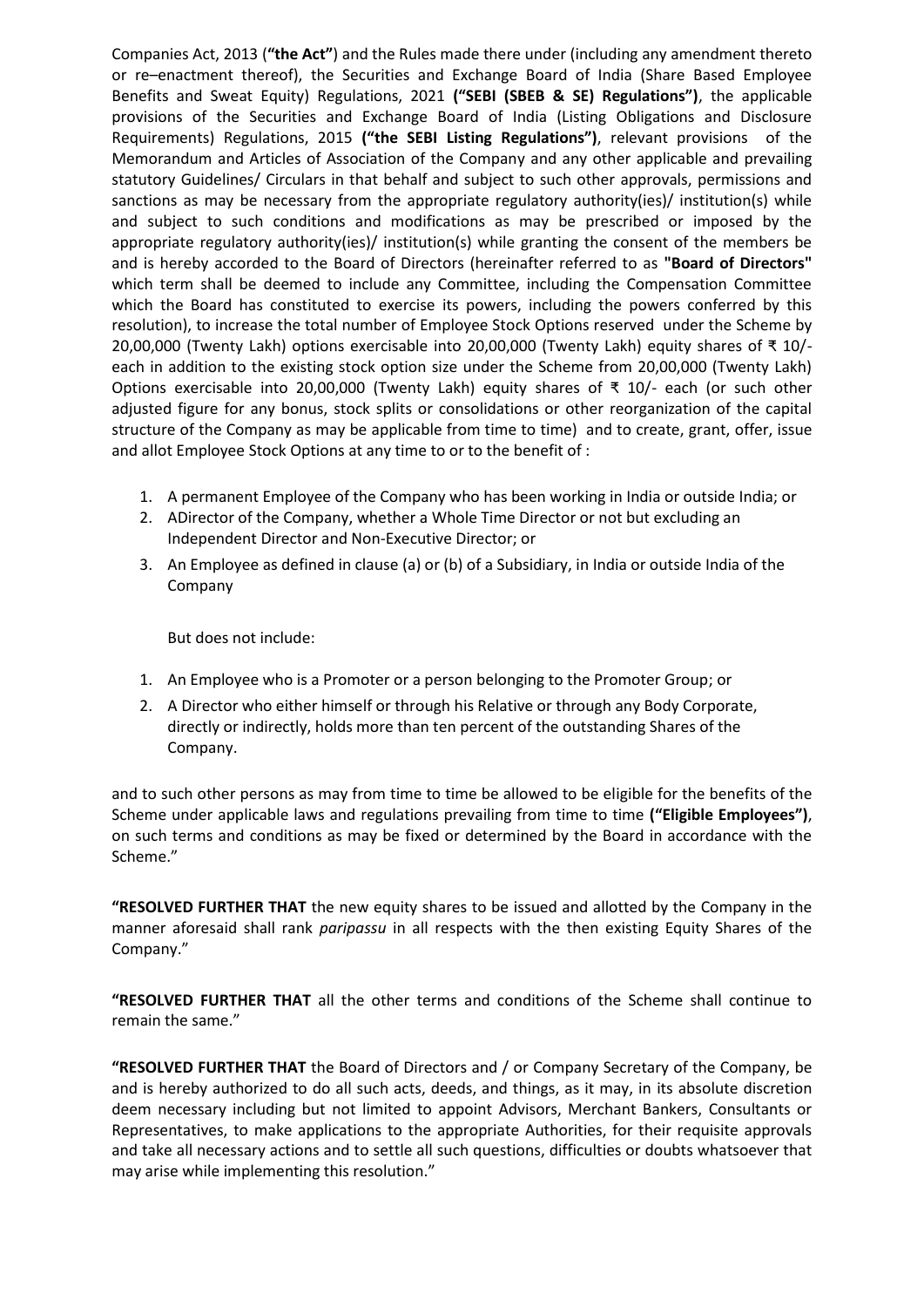Companies Act, 2013 (**"the Act"**) and the Rules made there under (including any amendment thereto or re–enactment thereof), the Securities and Exchange Board of India (Share Based Employee Benefits and Sweat Equity) Regulations, 2021 **("SEBI (SBEB & SE) Regulations")**, the applicable provisions of the Securities and Exchange Board of India (Listing Obligations and Disclosure Requirements) Regulations, 2015 **("the SEBI Listing Regulations")**, relevant provisions of the Memorandum and Articles of Association of the Company and any other applicable and prevailing statutory Guidelines/ Circulars in that behalf and subject to such other approvals, permissions and sanctions as may be necessary from the appropriate regulatory authority(ies)/ institution(s) while and subject to such conditions and modifications as may be prescribed or imposed by the appropriate regulatory authority(ies)/ institution(s) while granting the consent of the members be and is hereby accorded to the Board of Directors (hereinafter referred to as **"Board of Directors"** which term shall be deemed to include any Committee, including the Compensation Committee which the Board has constituted to exercise its powers, including the powers conferred by this resolution), to increase the total number of Employee Stock Options reserved under the Scheme by 20,00,000 (Twenty Lakh) options exercisable into 20,00,000 (Twenty Lakh) equity shares of ₹ 10/- each in addition to the existing stock option size under the Scheme from 20,00,000 (Twenty Lakh) Options exercisable into 20,00,000 (Twenty Lakh) equity shares of ₹ 10/- each (or such other adjusted figure for any bonus, stock splits or consolidations or other reorganization of the capital structure of the Company as may be applicable from time to time) and to create, grant, offer, issue and allot Employee Stock Options at any time to or to the benefit of :

1. A permanent Employee of the Company who has been working in India or outside India; or
2. ADirector of the Company, whether a Whole Time Director or not but excluding an Independent Director and Non-Executive Director; or
3. An Employee as defined in clause (a) or (b) of a Subsidiary, in India or outside India of the Company

But does not include:

1. An Employee who is a Promoter or a person belonging to the Promoter Group; or
2. A Director who either himself or through his Relative or through any Body Corporate, directly or indirectly, holds more than ten percent of the outstanding Shares of the Company.

and to such other persons as may from time to time be allowed to be eligible for the benefits of the Scheme under applicable laws and regulations prevailing from time to time **("Eligible Employees")**, on such terms and conditions as may be fixed or determined by the Board in accordance with the Scheme."

**"RESOLVED FURTHER THAT** the new equity shares to be issued and allotted by the Company in the manner aforesaid shall rank *paripassu* in all respects with the then existing Equity Shares of the Company."

**"RESOLVED FURTHER THAT** all the other terms and conditions of the Scheme shall continue to remain the same."

**"RESOLVED FURTHER THAT** the Board of Directors and / or Company Secretary of the Company, be and is hereby authorized to do all such acts, deeds, and things, as it may, in its absolute discretion deem necessary including but not limited to appoint Advisors, Merchant Bankers, Consultants or Representatives, to make applications to the appropriate Authorities, for their requisite approvals and take all necessary actions and to settle all such questions, difficulties or doubts whatsoever that may arise while implementing this resolution."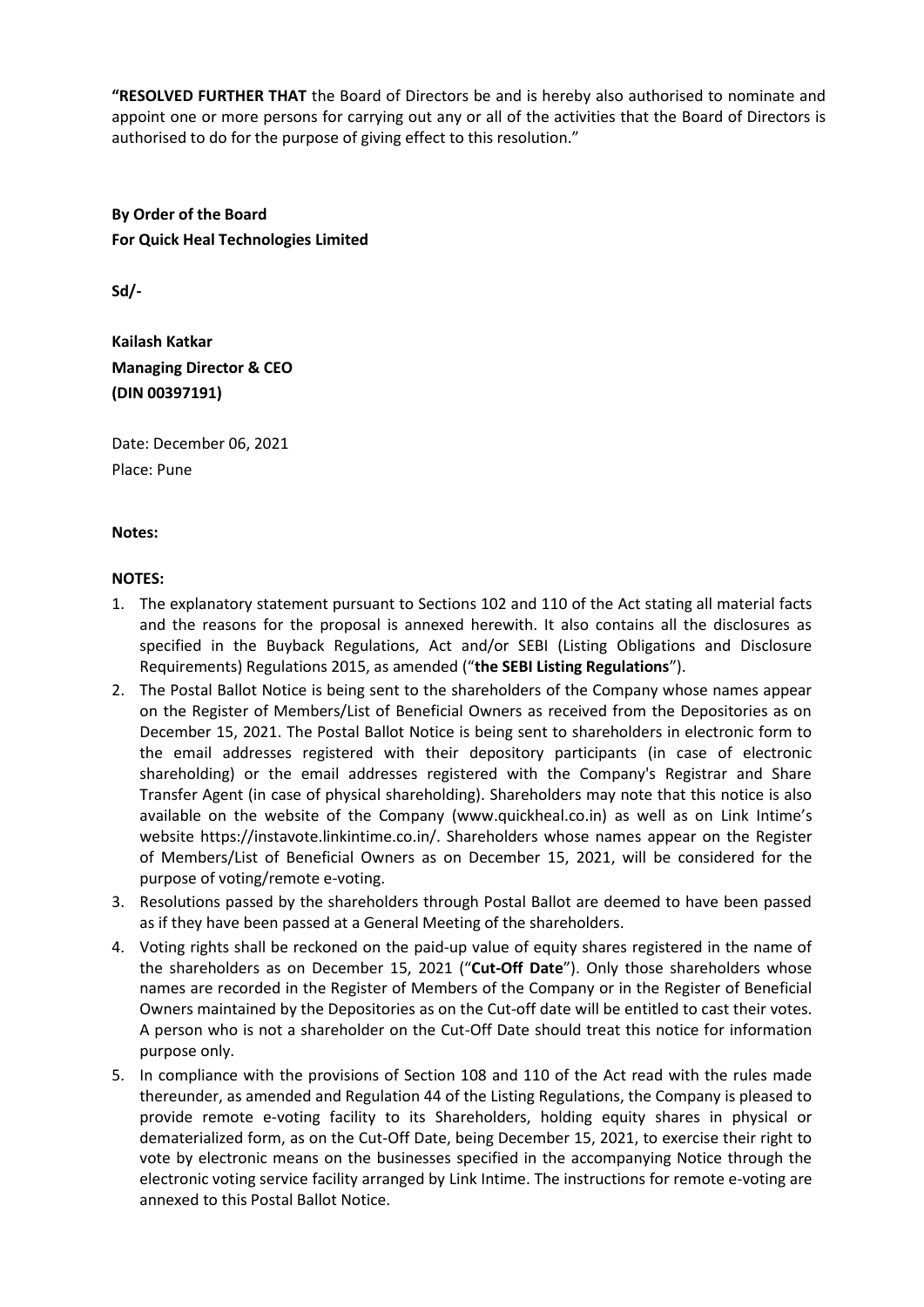**"RESOLVED FURTHER THAT** the Board of Directors be and is hereby also authorised to nominate and appoint one or more persons for carrying out any or all of the activities that the Board of Directors is authorised to do for the purpose of giving effect to this resolution."

**By Order of the Board**
**For Quick Heal Technologies Limited**

**Sd/-**

**Kailash Katkar**
**Managing Director & CEO**
**(DIN 00397191)**

Date: December 06, 2021
Place: Pune

**Notes:**

**NOTES:**

1. The explanatory statement pursuant to Sections 102 and 110 of the Act stating all material facts and the reasons for the proposal is annexed herewith. It also contains all the disclosures as specified in the Buyback Regulations, Act and/or SEBI (Listing Obligations and Disclosure Requirements) Regulations 2015, as amended ("**the SEBI Listing Regulations**").
2. The Postal Ballot Notice is being sent to the shareholders of the Company whose names appear on the Register of Members/List of Beneficial Owners as received from the Depositories as on December 15, 2021. The Postal Ballot Notice is being sent to shareholders in electronic form to the email addresses registered with their depository participants (in case of electronic shareholding) or the email addresses registered with the Company's Registrar and Share Transfer Agent (in case of physical shareholding). Shareholders may note that this notice is also available on the website of the Company (www.quickheal.co.in) as well as on Link Intime's website https://instavote.linkintime.co.in/. Shareholders whose names appear on the Register of Members/List of Beneficial Owners as on December 15, 2021, will be considered for the purpose of voting/remote e-voting.
3. Resolutions passed by the shareholders through Postal Ballot are deemed to have been passed as if they have been passed at a General Meeting of the shareholders.
4. Voting rights shall be reckoned on the paid-up value of equity shares registered in the name of the shareholders as on December 15, 2021 ("**Cut-Off Date**"). Only those shareholders whose names are recorded in the Register of Members of the Company or in the Register of Beneficial Owners maintained by the Depositories as on the Cut-off date will be entitled to cast their votes. A person who is not a shareholder on the Cut-Off Date should treat this notice for information purpose only.
5. In compliance with the provisions of Section 108 and 110 of the Act read with the rules made thereunder, as amended and Regulation 44 of the Listing Regulations, the Company is pleased to provide remote e-voting facility to its Shareholders, holding equity shares in physical or dematerialized form, as on the Cut-Off Date, being December 15, 2021, to exercise their right to vote by electronic means on the businesses specified in the accompanying Notice through the electronic voting service facility arranged by Link Intime. The instructions for remote e-voting are annexed to this Postal Ballot Notice.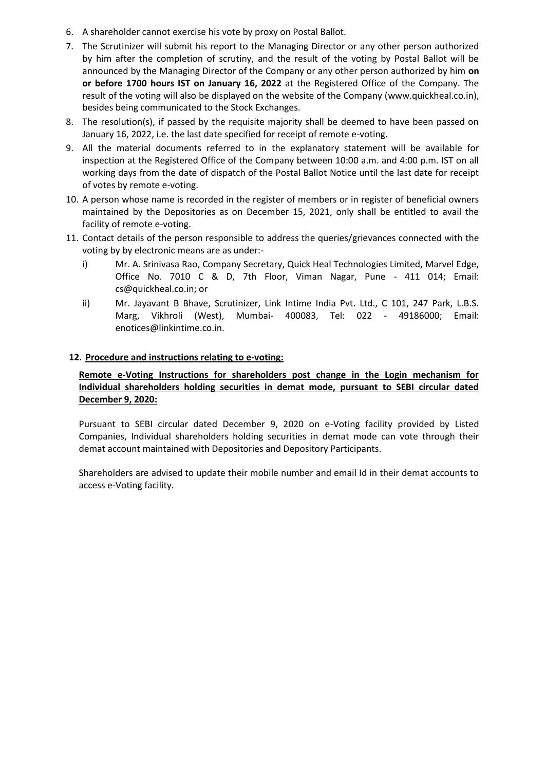6. A shareholder cannot exercise his vote by proxy on Postal Ballot.
7. The Scrutinizer will submit his report to the Managing Director or any other person authorized by him after the completion of scrutiny, and the result of the voting by Postal Ballot will be announced by the Managing Director of the Company or any other person authorized by him **on or before 1700 hours IST on January 16, 2022** at the Registered Office of the Company. The result of the voting will also be displayed on the website of the Company (www.quickheal.co.in), besides being communicated to the Stock Exchanges.
8. The resolution(s), if passed by the requisite majority shall be deemed to have been passed on January 16, 2022, i.e. the last date specified for receipt of remote e-voting.
9. All the material documents referred to in the explanatory statement will be available for inspection at the Registered Office of the Company between 10:00 a.m. and 4:00 p.m. IST on all working days from the date of dispatch of the Postal Ballot Notice until the last date for receipt of votes by remote e-voting.
10. A person whose name is recorded in the register of members or in register of beneficial owners maintained by the Depositories as on December 15, 2021, only shall be entitled to avail the facility of remote e-voting.
11. Contact details of the person responsible to address the queries/grievances connected with the voting by by electronic means are as under:-
    - i) Mr. A. Srinivasa Rao, Company Secretary, Quick Heal Technologies Limited, Marvel Edge, Office No. 7010 C & D, 7th Floor, Viman Nagar, Pune - 411 014; Email: cs@quickheal.co.in; or
    - ii) Mr. Jayavant B Bhave, Scrutinizer, Link Intime India Pvt. Ltd., C 101, 247 Park, L.B.S. Marg, Vikhroli (West), Mumbai- 400083, Tel: 022 - 49186000; Email: enotices@linkintime.co.in.

**12. Procedure and instructions relating to e-voting:**

**Remote e-Voting Instructions for shareholders post change in the Login mechanism for Individual shareholders holding securities in demat mode, pursuant to SEBI circular dated December 9, 2020:**

Pursuant to SEBI circular dated December 9, 2020 on e-Voting facility provided by Listed Companies, Individual shareholders holding securities in demat mode can vote through their demat account maintained with Depositories and Depository Participants.

Shareholders are advised to update their mobile number and email Id in their demat accounts to access e-Voting facility.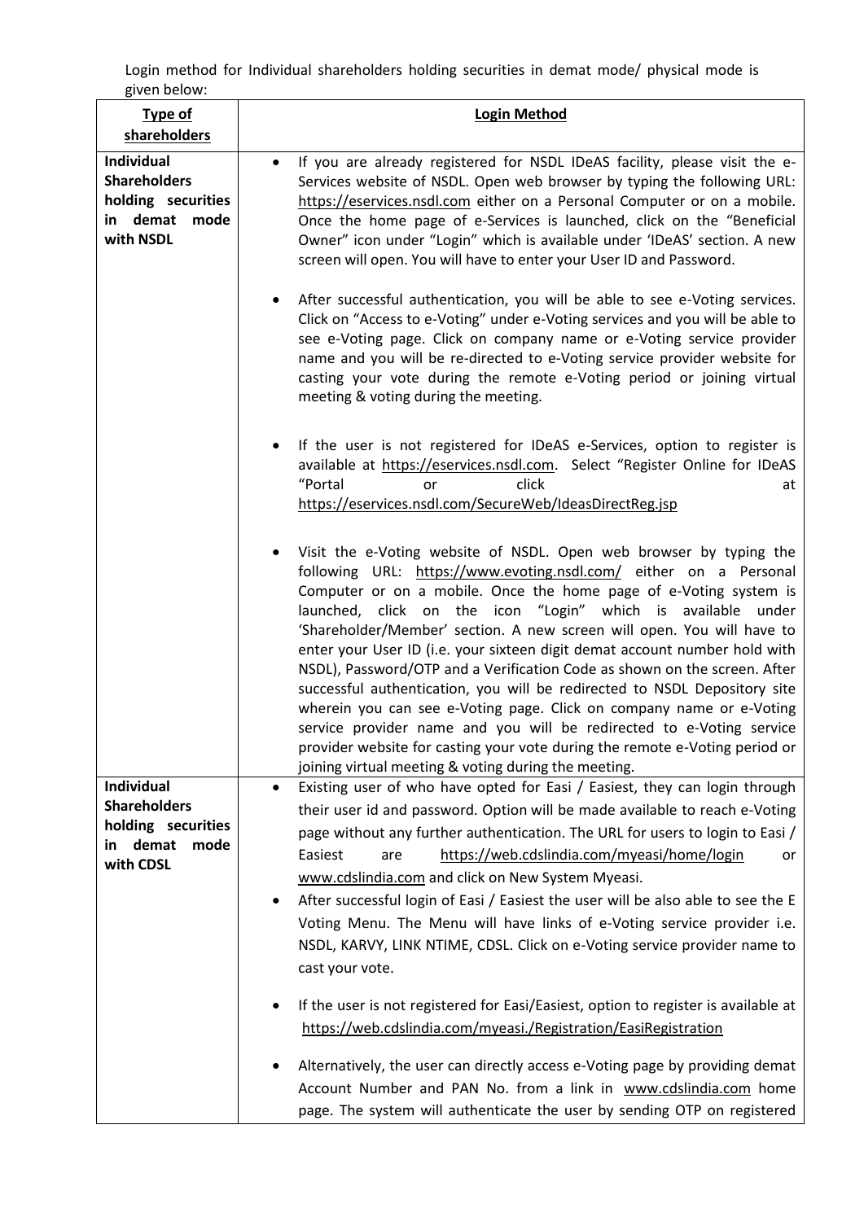Login method for Individual shareholders holding securities in demat mode/ physical mode is given below:

| Type of shareholders | Login Method |
|---|---|
| **Individual Shareholders holding securities in demat mode with NSDL** | • If you are already registered for NSDL IDeAS facility, please visit the e-Services website of NSDL. Open web browser by typing the following URL: https://eservices.nsdl.com either on a Personal Computer or on a mobile. Once the home page of e-Services is launched, click on the "Beneficial Owner" icon under "Login" which is available under 'IDeAS' section. A new screen will open. You will have to enter your User ID and Password.<br><br>• After successful authentication, you will be able to see e-Voting services. Click on "Access to e-Voting" under e-Voting services and you will be able to see e-Voting page. Click on company name or e-Voting service provider name and you will be re-directed to e-Voting service provider website for casting your vote during the remote e-Voting period or joining virtual meeting & voting during the meeting.<br><br>• If the user is not registered for IDeAS e-Services, option to register is available at https://eservices.nsdl.com. Select "Register Online for IDeAS "Portal or click at https://eservices.nsdl.com/SecureWeb/IdeasDirectReg.jsp<br><br>• Visit the e-Voting website of NSDL. Open web browser by typing the following URL: https://www.evoting.nsdl.com/ either on a Personal Computer or on a mobile. Once the home page of e-Voting system is launched, click on the icon "Login" which is available under 'Shareholder/Member' section. A new screen will open. You will have to enter your User ID (i.e. your sixteen digit demat account number hold with NSDL), Password/OTP and a Verification Code as shown on the screen. After successful authentication, you will be redirected to NSDL Depository site wherein you can see e-Voting page. Click on company name or e-Voting service provider name and you will be redirected to e-Voting service provider website for casting your vote during the remote e-Voting period or joining virtual meeting & voting during the meeting. |
| **Individual Shareholders holding securities in demat mode with CDSL** | • Existing user of who have opted for Easi / Easiest, they can login through their user id and password. Option will be made available to reach e-Voting page without any further authentication. The URL for users to login to Easi / Easiest are https://web.cdslindia.com/myeasi/home/login or www.cdslindia.com and click on New System Myeasi.<br><br>• After successful login of Easi / Easiest the user will be also able to see the E Voting Menu. The Menu will have links of e-Voting service provider i.e. NSDL, KARVY, LINK NTIME, CDSL. Click on e-Voting service provider name to cast your vote.<br><br>• If the user is not registered for Easi/Easiest, option to register is available at https://web.cdslindia.com/myeasi./Registration/EasiRegistration<br><br>• Alternatively, the user can directly access e-Voting page by providing demat Account Number and PAN No. from a link in www.cdslindia.com home page. The system will authenticate the user by sending OTP on registered |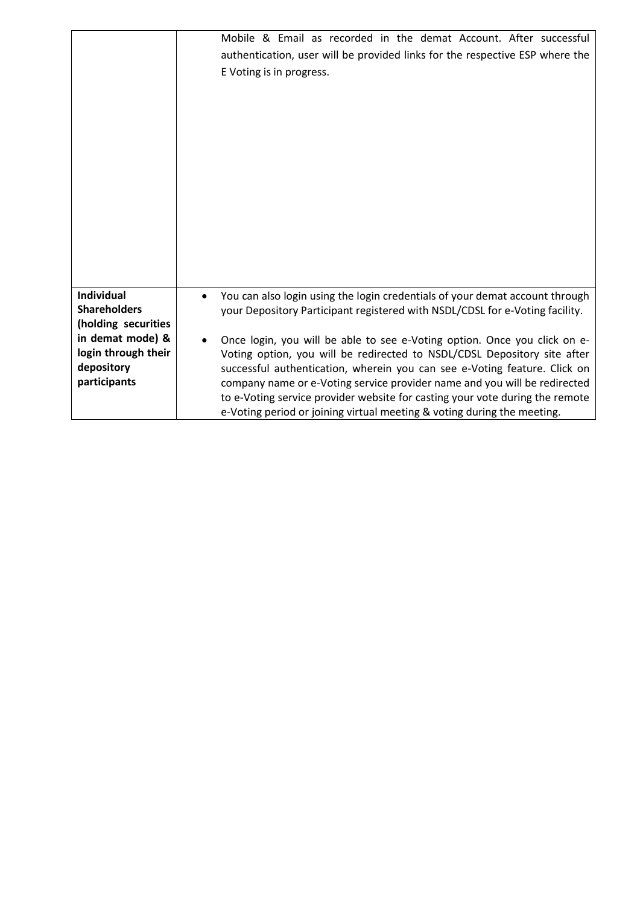| | |
|---|---|
| | Mobile & Email as recorded in the demat Account. After successful authentication, user will be provided links for the respective ESP where the E Voting is in progress. |
| **Individual Shareholders (holding securities in demat mode) & login through their depository participants** | • You can also login using the login credentials of your demat account through your Depository Participant registered with NSDL/CDSL for e-Voting facility.<br><br>• Once login, you will be able to see e-Voting option. Once you click on e-Voting option, you will be redirected to NSDL/CDSL Depository site after successful authentication, wherein you can see e-Voting feature. Click on company name or e-Voting service provider name and you will be redirected to e-Voting service provider website for casting your vote during the remote e-Voting period or joining virtual meeting & voting during the meeting. |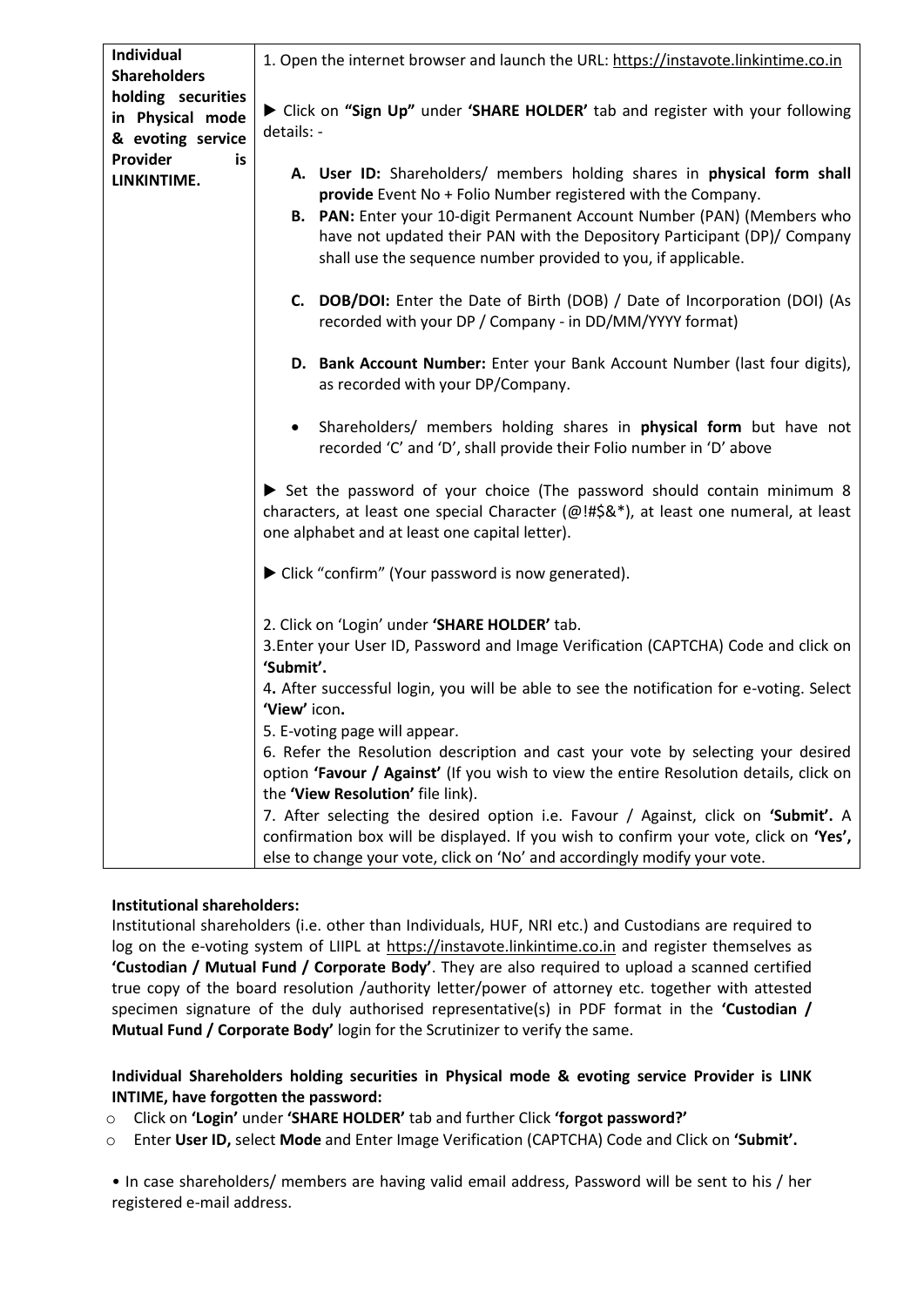| Individual Shareholders holding securities in Physical mode & evoting service Provider is LINKINTIME. | 1. Open the internet browser and launch the URL: https://instavote.linkintime.co.in<br><br>▶ Click on **"Sign Up"** under **'SHARE HOLDER'** tab and register with your following details: -<br><br>**A. User ID:** Shareholders/ members holding shares in **physical form shall provide** Event No + Folio Number registered with the Company.<br>**B. PAN:** Enter your 10-digit Permanent Account Number (PAN) (Members who have not updated their PAN with the Depository Participant (DP)/ Company shall use the sequence number provided to you, if applicable.<br><br>**C. DOB/DOI:** Enter the Date of Birth (DOB) / Date of Incorporation (DOI) (As recorded with your DP / Company - in DD/MM/YYYY format)<br><br>**D. Bank Account Number:** Enter your Bank Account Number (last four digits), as recorded with your DP/Company.<br><br>• Shareholders/ members holding shares in **physical form** but have not recorded 'C' and 'D', shall provide their Folio number in 'D' above<br><br>▶ Set the password of your choice (The password should contain minimum 8 characters, at least one special Character (@!#$&*), at least one numeral, at least one alphabet and at least one capital letter).<br><br>▶ Click "confirm" (Your password is now generated).<br><br>2. Click on 'Login' under **'SHARE HOLDER'** tab.<br>3.Enter your User ID, Password and Image Verification (CAPTCHA) Code and click on **'Submit'.**<br>4**.** After successful login, you will be able to see the notification for e-voting. Select **'View'** icon**.**<br>5. E-voting page will appear.<br>6. Refer the Resolution description and cast your vote by selecting your desired option **'Favour / Against'** (If you wish to view the entire Resolution details, click on the **'View Resolution'** file link).<br>7. After selecting the desired option i.e. Favour / Against, click on **'Submit'.** A confirmation box will be displayed. If you wish to confirm your vote, click on **'Yes',** else to change your vote, click on 'No' and accordingly modify your vote. |
|---|---|

**Institutional shareholders:**

Institutional shareholders (i.e. other than Individuals, HUF, NRI etc.) and Custodians are required to log on the e-voting system of LIIPL at https://instavote.linkintime.co.in and register themselves as **'Custodian / Mutual Fund / Corporate Body'**. They are also required to upload a scanned certified true copy of the board resolution /authority letter/power of attorney etc. together with attested specimen signature of the duly authorised representative(s) in PDF format in the **'Custodian / Mutual Fund / Corporate Body'** login for the Scrutinizer to verify the same.

**Individual Shareholders holding securities in Physical mode & evoting service Provider is LINK INTIME, have forgotten the password:**

- Click on **'Login'** under **'SHARE HOLDER'** tab and further Click **'forgot password?'**
- Enter **User ID,** select **Mode** and Enter Image Verification (CAPTCHA) Code and Click on **'Submit'.**

• In case shareholders/ members are having valid email address, Password will be sent to his / her registered e-mail address.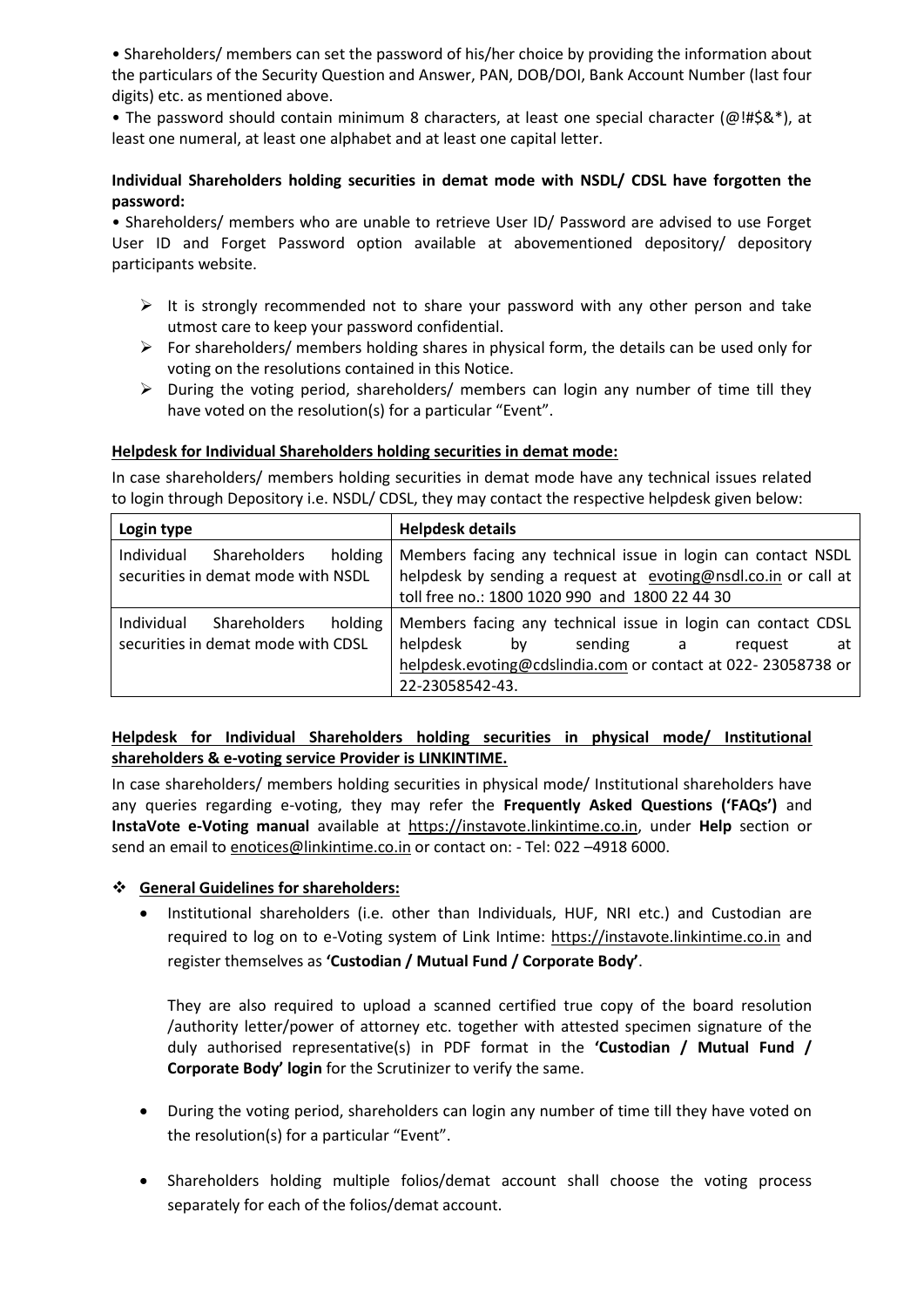• Shareholders/ members can set the password of his/her choice by providing the information about the particulars of the Security Question and Answer, PAN, DOB/DOI, Bank Account Number (last four digits) etc. as mentioned above.

• The password should contain minimum 8 characters, at least one special character (@!#$&*), at least one numeral, at least one alphabet and at least one capital letter.

**Individual Shareholders holding securities in demat mode with NSDL/ CDSL have forgotten the password:**

• Shareholders/ members who are unable to retrieve User ID/ Password are advised to use Forget User ID and Forget Password option available at abovementioned depository/ depository participants website.

- It is strongly recommended not to share your password with any other person and take utmost care to keep your password confidential.
- For shareholders/ members holding shares in physical form, the details can be used only for voting on the resolutions contained in this Notice.
- During the voting period, shareholders/ members can login any number of time till they have voted on the resolution(s) for a particular "Event".

**Helpdesk for Individual Shareholders holding securities in demat mode:**

In case shareholders/ members holding securities in demat mode have any technical issues related to login through Depository i.e. NSDL/ CDSL, they may contact the respective helpdesk given below:

| **Login type** | **Helpdesk details** |
|---|---|
| Individual Shareholders holding securities in demat mode with NSDL | Members facing any technical issue in login can contact NSDL helpdesk by sending a request at evoting@nsdl.co.in or call at toll free no.: 1800 1020 990 and 1800 22 44 30 |
| Individual Shareholders holding securities in demat mode with CDSL | Members facing any technical issue in login can contact CDSL helpdesk by sending a request at helpdesk.evoting@cdslindia.com or contact at 022- 23058738 or 22-23058542-43. |

**Helpdesk for Individual Shareholders holding securities in physical mode/ Institutional shareholders & e-voting service Provider is LINKINTIME.**

In case shareholders/ members holding securities in physical mode/ Institutional shareholders have any queries regarding e-voting, they may refer the **Frequently Asked Questions ('FAQs')** and **InstaVote e-Voting manual** available at https://instavote.linkintime.co.in, under **Help** section or send an email to enotices@linkintime.co.in or contact on: - Tel: 022 –4918 6000.

- **General Guidelines for shareholders:**
  - Institutional shareholders (i.e. other than Individuals, HUF, NRI etc.) and Custodian are required to log on to e-Voting system of Link Intime: https://instavote.linkintime.co.in and register themselves as **'Custodian / Mutual Fund / Corporate Body'**.

    They are also required to upload a scanned certified true copy of the board resolution /authority letter/power of attorney etc. together with attested specimen signature of the duly authorised representative(s) in PDF format in the **'Custodian / Mutual Fund / Corporate Body' login** for the Scrutinizer to verify the same.

  - During the voting period, shareholders can login any number of time till they have voted on the resolution(s) for a particular "Event".

  - Shareholders holding multiple folios/demat account shall choose the voting process separately for each of the folios/demat account.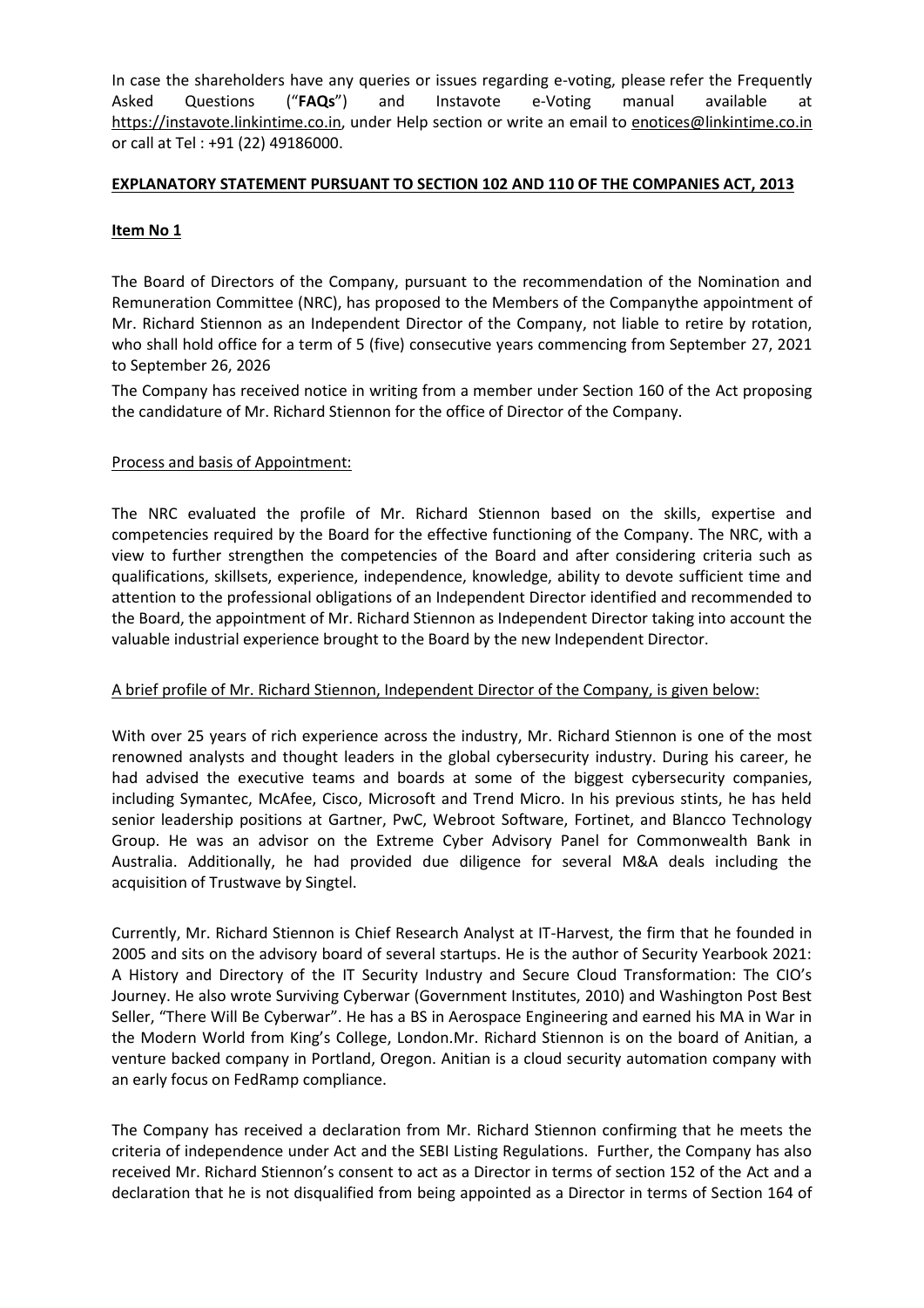In case the shareholders have any queries or issues regarding e-voting, please refer the Frequently Asked Questions ("**FAQs**") and Instavote e-Voting manual available at https://instavote.linkintime.co.in, under Help section or write an email to enotices@linkintime.co.in or call at Tel : +91 (22) 49186000.

**EXPLANATORY STATEMENT PURSUANT TO SECTION 102 AND 110 OF THE COMPANIES ACT, 2013**

**Item No 1**

The Board of Directors of the Company, pursuant to the recommendation of the Nomination and Remuneration Committee (NRC), has proposed to the Members of the Companythe appointment of Mr. Richard Stiennon as an Independent Director of the Company, not liable to retire by rotation, who shall hold office for a term of 5 (five) consecutive years commencing from September 27, 2021 to September 26, 2026

The Company has received notice in writing from a member under Section 160 of the Act proposing the candidature of Mr. Richard Stiennon for the office of Director of the Company.

Process and basis of Appointment:

The NRC evaluated the profile of Mr. Richard Stiennon based on the skills, expertise and competencies required by the Board for the effective functioning of the Company. The NRC, with a view to further strengthen the competencies of the Board and after considering criteria such as qualifications, skillsets, experience, independence, knowledge, ability to devote sufficient time and attention to the professional obligations of an Independent Director identified and recommended to the Board, the appointment of Mr. Richard Stiennon as Independent Director taking into account the valuable industrial experience brought to the Board by the new Independent Director.

A brief profile of Mr. Richard Stiennon, Independent Director of the Company, is given below:

With over 25 years of rich experience across the industry, Mr. Richard Stiennon is one of the most renowned analysts and thought leaders in the global cybersecurity industry. During his career, he had advised the executive teams and boards at some of the biggest cybersecurity companies, including Symantec, McAfee, Cisco, Microsoft and Trend Micro. In his previous stints, he has held senior leadership positions at Gartner, PwC, Webroot Software, Fortinet, and Blancco Technology Group. He was an advisor on the Extreme Cyber Advisory Panel for Commonwealth Bank in Australia. Additionally, he had provided due diligence for several M&A deals including the acquisition of Trustwave by Singtel.

Currently, Mr. Richard Stiennon is Chief Research Analyst at IT-Harvest, the firm that he founded in 2005 and sits on the advisory board of several startups. He is the author of Security Yearbook 2021: A History and Directory of the IT Security Industry and Secure Cloud Transformation: The CIO's Journey. He also wrote Surviving Cyberwar (Government Institutes, 2010) and Washington Post Best Seller, "There Will Be Cyberwar". He has a BS in Aerospace Engineering and earned his MA in War in the Modern World from King's College, London.Mr. Richard Stiennon is on the board of Anitian, a venture backed company in Portland, Oregon. Anitian is a cloud security automation company with an early focus on FedRamp compliance.

The Company has received a declaration from Mr. Richard Stiennon confirming that he meets the criteria of independence under Act and the SEBI Listing Regulations. Further, the Company has also received Mr. Richard Stiennon's consent to act as a Director in terms of section 152 of the Act and a declaration that he is not disqualified from being appointed as a Director in terms of Section 164 of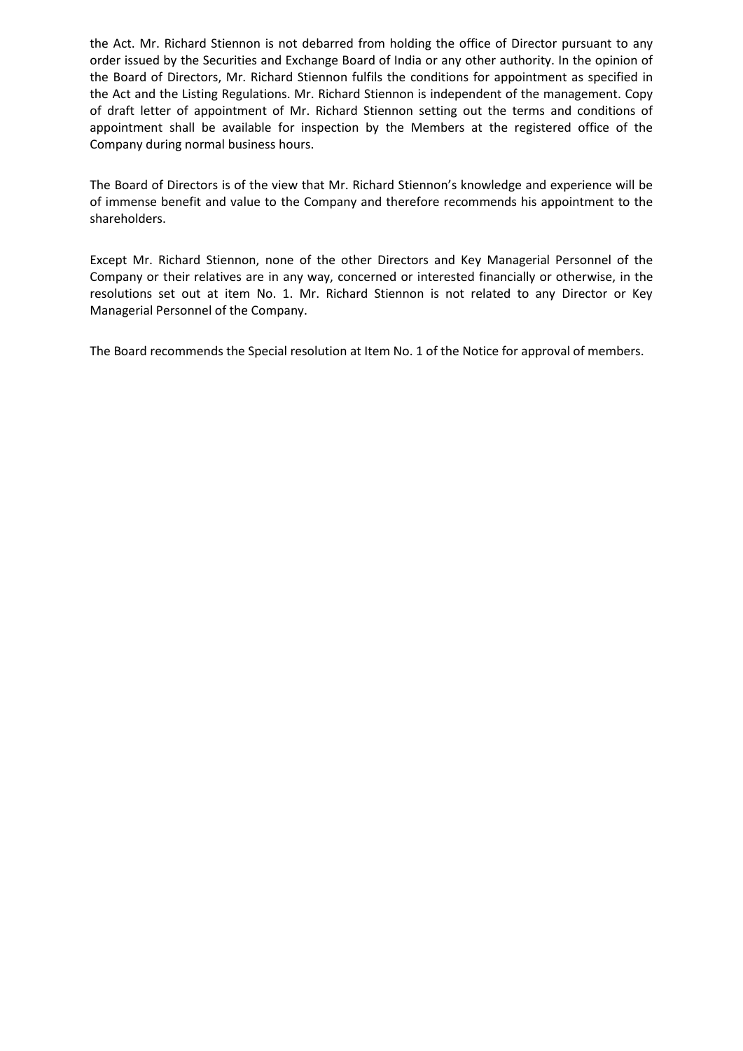the Act. Mr. Richard Stiennon is not debarred from holding the office of Director pursuant to any order issued by the Securities and Exchange Board of India or any other authority. In the opinion of the Board of Directors, Mr. Richard Stiennon fulfils the conditions for appointment as specified in the Act and the Listing Regulations. Mr. Richard Stiennon is independent of the management. Copy of draft letter of appointment of Mr. Richard Stiennon setting out the terms and conditions of appointment shall be available for inspection by the Members at the registered office of the Company during normal business hours.

The Board of Directors is of the view that Mr. Richard Stiennon's knowledge and experience will be of immense benefit and value to the Company and therefore recommends his appointment to the shareholders.

Except Mr. Richard Stiennon, none of the other Directors and Key Managerial Personnel of the Company or their relatives are in any way, concerned or interested financially or otherwise, in the resolutions set out at item No. 1. Mr. Richard Stiennon is not related to any Director or Key Managerial Personnel of the Company.

The Board recommends the Special resolution at Item No. 1 of the Notice for approval of members.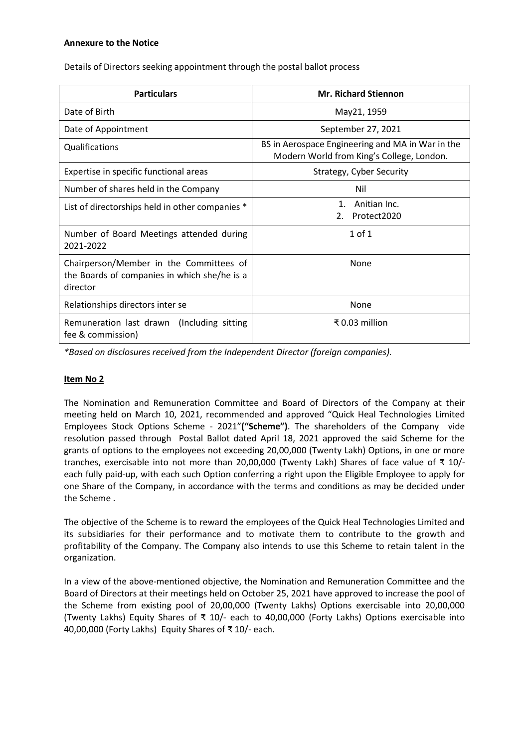**Annexure to the Notice**

Details of Directors seeking appointment through the postal ballot process

| Particulars | Mr. Richard Stiennon |
| --- | --- |
| Date of Birth | May21, 1959 |
| Date of Appointment | September 27, 2021 |
| Qualifications | BS in Aerospace Engineering and MA in War in the Modern World from King's College, London. |
| Expertise in specific functional areas | Strategy, Cyber Security |
| Number of shares held in the Company | Nil |
| List of directorships held in other companies * | 1. Anitian Inc.<br>2. Protect2020 |
| Number of Board Meetings attended during 2021-2022 | 1 of 1 |
| Chairperson/Member in the Committees of the Boards of companies in which she/he is a director | None |
| Relationships directors inter se | None |
| Remuneration last drawn (Including sitting fee & commission) | ₹ 0.03 million |

*\*Based on disclosures received from the Independent Director (foreign companies).*

**Item No 2**

The Nomination and Remuneration Committee and Board of Directors of the Company at their meeting held on March 10, 2021, recommended and approved "Quick Heal Technologies Limited Employees Stock Options Scheme - 2021"**("Scheme")**. The shareholders of the Company vide resolution passed through Postal Ballot dated April 18, 2021 approved the said Scheme for the grants of options to the employees not exceeding 20,00,000 (Twenty Lakh) Options, in one or more tranches, exercisable into not more than 20,00,000 (Twenty Lakh) Shares of face value of ₹ 10/- each fully paid-up, with each such Option conferring a right upon the Eligible Employee to apply for one Share of the Company, in accordance with the terms and conditions as may be decided under the Scheme .

The objective of the Scheme is to reward the employees of the Quick Heal Technologies Limited and its subsidiaries for their performance and to motivate them to contribute to the growth and profitability of the Company. The Company also intends to use this Scheme to retain talent in the organization.

In a view of the above-mentioned objective, the Nomination and Remuneration Committee and the Board of Directors at their meetings held on October 25, 2021 have approved to increase the pool of the Scheme from existing pool of 20,00,000 (Twenty Lakhs) Options exercisable into 20,00,000 (Twenty Lakhs) Equity Shares of ₹ 10/- each to 40,00,000 (Forty Lakhs) Options exercisable into 40,00,000 (Forty Lakhs) Equity Shares of ₹ 10/- each.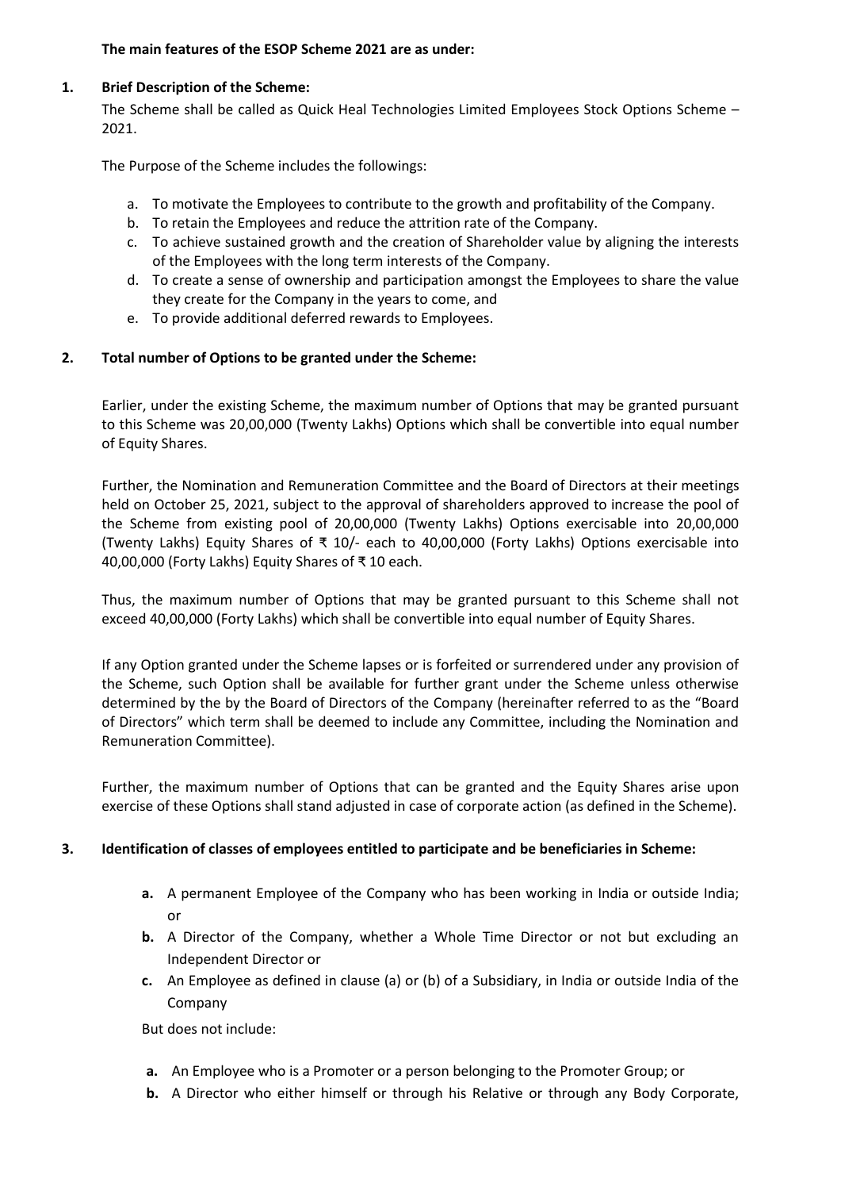**The main features of the ESOP Scheme 2021 are as under:**

**1. Brief Description of the Scheme:**

The Scheme shall be called as Quick Heal Technologies Limited Employees Stock Options Scheme – 2021.

The Purpose of the Scheme includes the followings:

a. To motivate the Employees to contribute to the growth and profitability of the Company.
b. To retain the Employees and reduce the attrition rate of the Company.
c. To achieve sustained growth and the creation of Shareholder value by aligning the interests of the Employees with the long term interests of the Company.
d. To create a sense of ownership and participation amongst the Employees to share the value they create for the Company in the years to come, and
e. To provide additional deferred rewards to Employees.

**2. Total number of Options to be granted under the Scheme:**

Earlier, under the existing Scheme, the maximum number of Options that may be granted pursuant to this Scheme was 20,00,000 (Twenty Lakhs) Options which shall be convertible into equal number of Equity Shares.

Further, the Nomination and Remuneration Committee and the Board of Directors at their meetings held on October 25, 2021, subject to the approval of shareholders approved to increase the pool of the Scheme from existing pool of 20,00,000 (Twenty Lakhs) Options exercisable into 20,00,000 (Twenty Lakhs) Equity Shares of ₹ 10/- each to 40,00,000 (Forty Lakhs) Options exercisable into 40,00,000 (Forty Lakhs) Equity Shares of ₹ 10 each.

Thus, the maximum number of Options that may be granted pursuant to this Scheme shall not exceed 40,00,000 (Forty Lakhs) which shall be convertible into equal number of Equity Shares.

If any Option granted under the Scheme lapses or is forfeited or surrendered under any provision of the Scheme, such Option shall be available for further grant under the Scheme unless otherwise determined by the by the Board of Directors of the Company (hereinafter referred to as the "Board of Directors" which term shall be deemed to include any Committee, including the Nomination and Remuneration Committee).

Further, the maximum number of Options that can be granted and the Equity Shares arise upon exercise of these Options shall stand adjusted in case of corporate action (as defined in the Scheme).

**3. Identification of classes of employees entitled to participate and be beneficiaries in Scheme:**

**a.** A permanent Employee of the Company who has been working in India or outside India; or

**b.** A Director of the Company, whether a Whole Time Director or not but excluding an Independent Director or

**c.** An Employee as defined in clause (a) or (b) of a Subsidiary, in India or outside India of the Company

But does not include:

**a.** An Employee who is a Promoter or a person belonging to the Promoter Group; or

**b.** A Director who either himself or through his Relative or through any Body Corporate,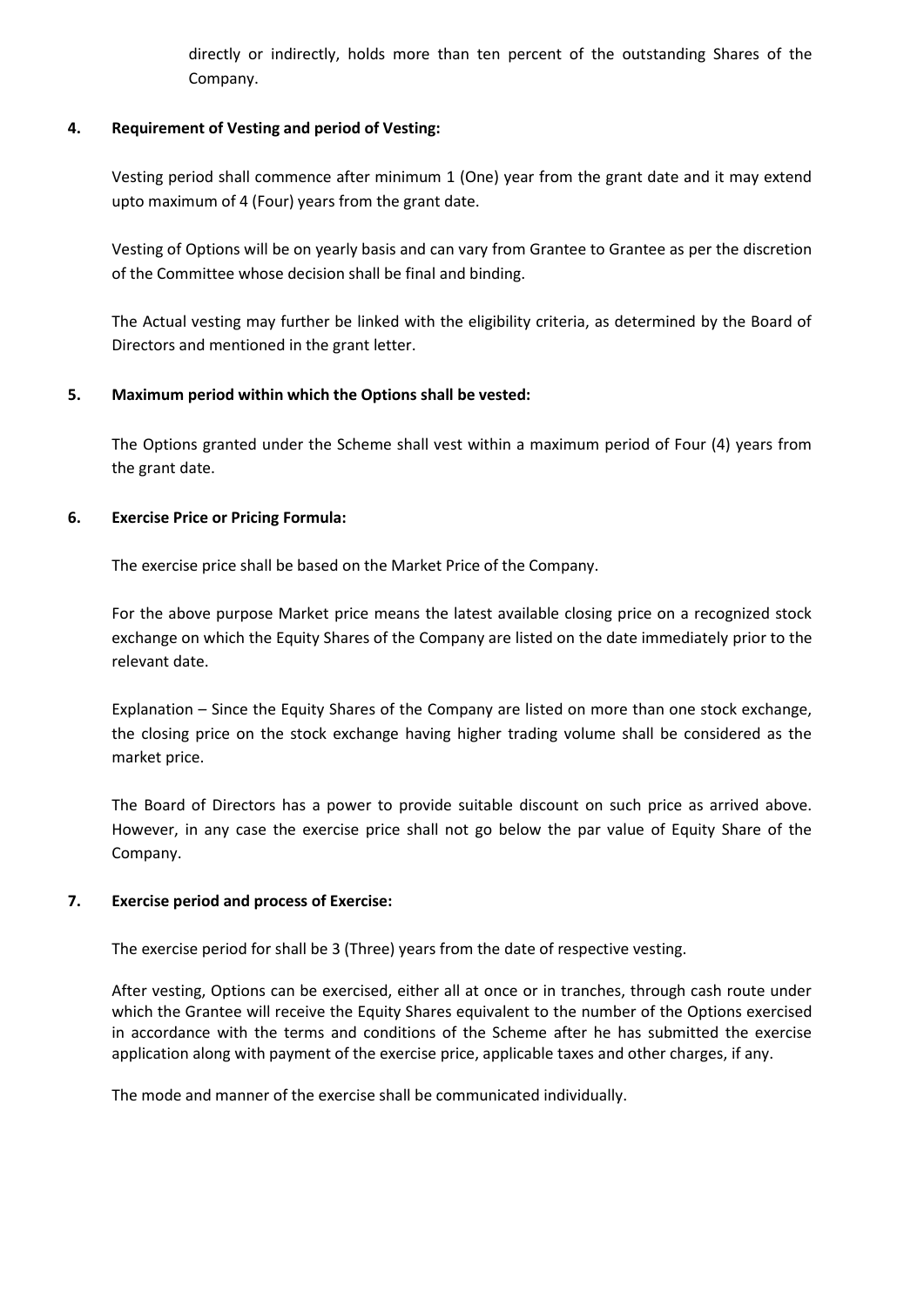directly or indirectly, holds more than ten percent of the outstanding Shares of the Company.

**4. Requirement of Vesting and period of Vesting:**

Vesting period shall commence after minimum 1 (One) year from the grant date and it may extend upto maximum of 4 (Four) years from the grant date.

Vesting of Options will be on yearly basis and can vary from Grantee to Grantee as per the discretion of the Committee whose decision shall be final and binding.

The Actual vesting may further be linked with the eligibility criteria, as determined by the Board of Directors and mentioned in the grant letter.

**5. Maximum period within which the Options shall be vested:**

The Options granted under the Scheme shall vest within a maximum period of Four (4) years from the grant date.

**6. Exercise Price or Pricing Formula:**

The exercise price shall be based on the Market Price of the Company.

For the above purpose Market price means the latest available closing price on a recognized stock exchange on which the Equity Shares of the Company are listed on the date immediately prior to the relevant date.

Explanation – Since the Equity Shares of the Company are listed on more than one stock exchange, the closing price on the stock exchange having higher trading volume shall be considered as the market price.

The Board of Directors has a power to provide suitable discount on such price as arrived above. However, in any case the exercise price shall not go below the par value of Equity Share of the Company.

**7. Exercise period and process of Exercise:**

The exercise period for shall be 3 (Three) years from the date of respective vesting.

After vesting, Options can be exercised, either all at once or in tranches, through cash route under which the Grantee will receive the Equity Shares equivalent to the number of the Options exercised in accordance with the terms and conditions of the Scheme after he has submitted the exercise application along with payment of the exercise price, applicable taxes and other charges, if any.

The mode and manner of the exercise shall be communicated individually.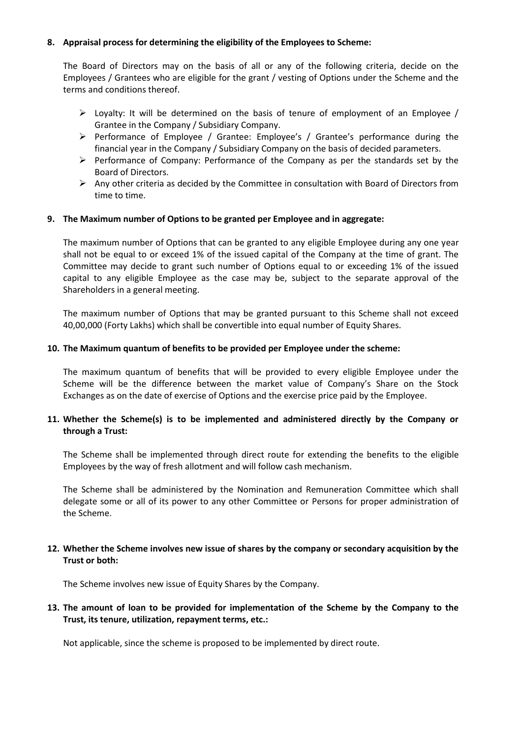**8. Appraisal process for determining the eligibility of the Employees to Scheme:**

The Board of Directors may on the basis of all or any of the following criteria, decide on the Employees / Grantees who are eligible for the grant / vesting of Options under the Scheme and the terms and conditions thereof.

- Loyalty: It will be determined on the basis of tenure of employment of an Employee / Grantee in the Company / Subsidiary Company.
- Performance of Employee / Grantee: Employee's / Grantee's performance during the financial year in the Company / Subsidiary Company on the basis of decided parameters.
- Performance of Company: Performance of the Company as per the standards set by the Board of Directors.
- Any other criteria as decided by the Committee in consultation with Board of Directors from time to time.

**9. The Maximum number of Options to be granted per Employee and in aggregate:**

The maximum number of Options that can be granted to any eligible Employee during any one year shall not be equal to or exceed 1% of the issued capital of the Company at the time of grant. The Committee may decide to grant such number of Options equal to or exceeding 1% of the issued capital to any eligible Employee as the case may be, subject to the separate approval of the Shareholders in a general meeting.

The maximum number of Options that may be granted pursuant to this Scheme shall not exceed 40,00,000 (Forty Lakhs) which shall be convertible into equal number of Equity Shares.

**10. The Maximum quantum of benefits to be provided per Employee under the scheme:**

The maximum quantum of benefits that will be provided to every eligible Employee under the Scheme will be the difference between the market value of Company's Share on the Stock Exchanges as on the date of exercise of Options and the exercise price paid by the Employee.

**11. Whether the Scheme(s) is to be implemented and administered directly by the Company or through a Trust:**

The Scheme shall be implemented through direct route for extending the benefits to the eligible Employees by the way of fresh allotment and will follow cash mechanism.

The Scheme shall be administered by the Nomination and Remuneration Committee which shall delegate some or all of its power to any other Committee or Persons for proper administration of the Scheme.

**12. Whether the Scheme involves new issue of shares by the company or secondary acquisition by the Trust or both:**

The Scheme involves new issue of Equity Shares by the Company.

**13. The amount of loan to be provided for implementation of the Scheme by the Company to the Trust, its tenure, utilization, repayment terms, etc.:**

Not applicable, since the scheme is proposed to be implemented by direct route.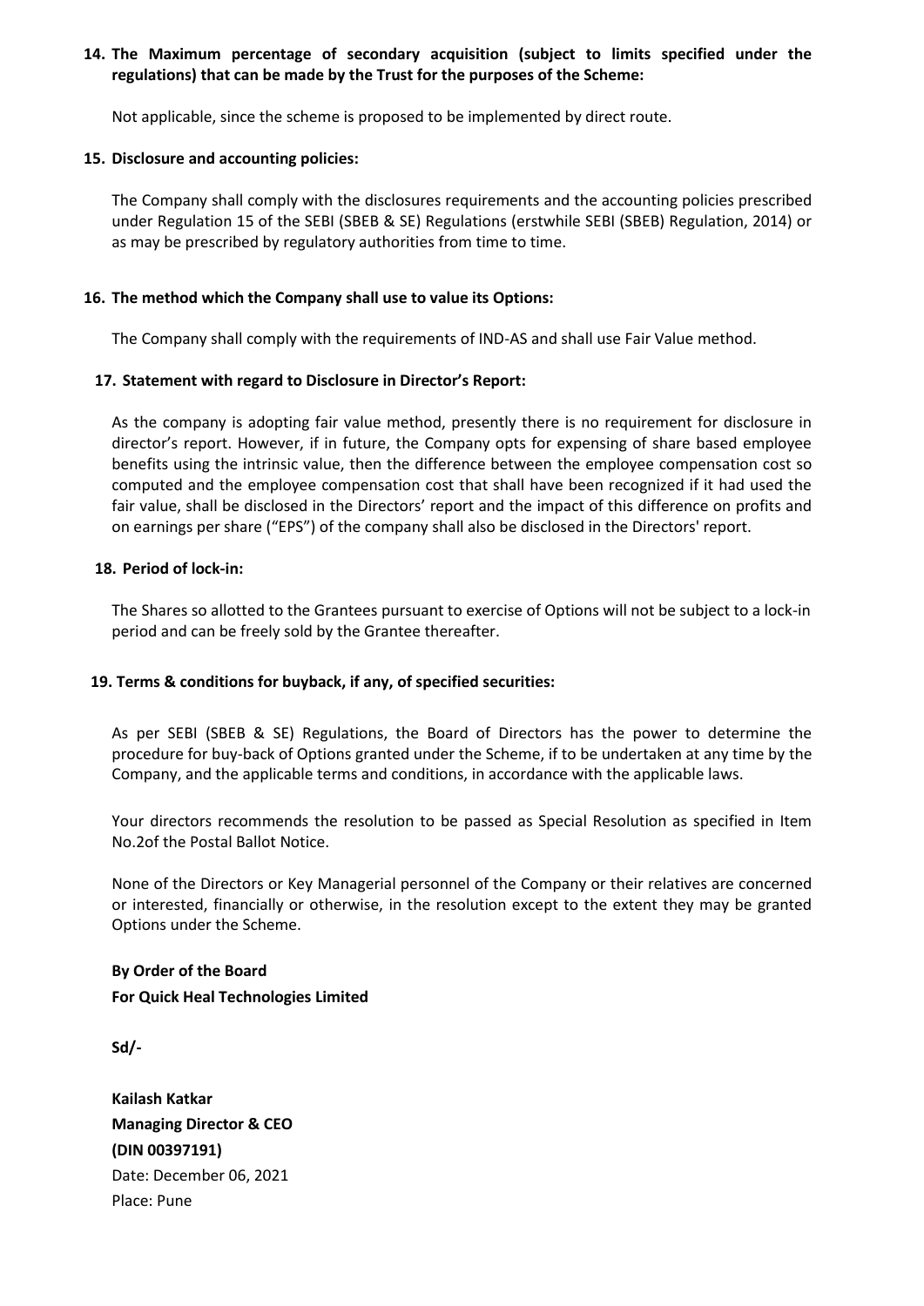**14. The Maximum percentage of secondary acquisition (subject to limits specified under the regulations) that can be made by the Trust for the purposes of the Scheme:**

Not applicable, since the scheme is proposed to be implemented by direct route.

**15. Disclosure and accounting policies:**

The Company shall comply with the disclosures requirements and the accounting policies prescribed under Regulation 15 of the SEBI (SBEB & SE) Regulations (erstwhile SEBI (SBEB) Regulation, 2014) or as may be prescribed by regulatory authorities from time to time.

**16. The method which the Company shall use to value its Options:**

The Company shall comply with the requirements of IND-AS and shall use Fair Value method.

**17. Statement with regard to Disclosure in Director's Report:**

As the company is adopting fair value method, presently there is no requirement for disclosure in director's report. However, if in future, the Company opts for expensing of share based employee benefits using the intrinsic value, then the difference between the employee compensation cost so computed and the employee compensation cost that shall have been recognized if it had used the fair value, shall be disclosed in the Directors' report and the impact of this difference on profits and on earnings per share ("EPS") of the company shall also be disclosed in the Directors' report.

**18. Period of lock-in:**

The Shares so allotted to the Grantees pursuant to exercise of Options will not be subject to a lock-in period and can be freely sold by the Grantee thereafter.

**19. Terms & conditions for buyback, if any, of specified securities:**

As per SEBI (SBEB & SE) Regulations, the Board of Directors has the power to determine the procedure for buy-back of Options granted under the Scheme, if to be undertaken at any time by the Company, and the applicable terms and conditions, in accordance with the applicable laws.

Your directors recommends the resolution to be passed as Special Resolution as specified in Item No.2of the Postal Ballot Notice.

None of the Directors or Key Managerial personnel of the Company or their relatives are concerned or interested, financially or otherwise, in the resolution except to the extent they may be granted Options under the Scheme.

**By Order of the Board**
**For Quick Heal Technologies Limited**

**Sd/-**

**Kailash Katkar**
**Managing Director & CEO**
**(DIN 00397191)**
Date: December 06, 2021
Place: Pune